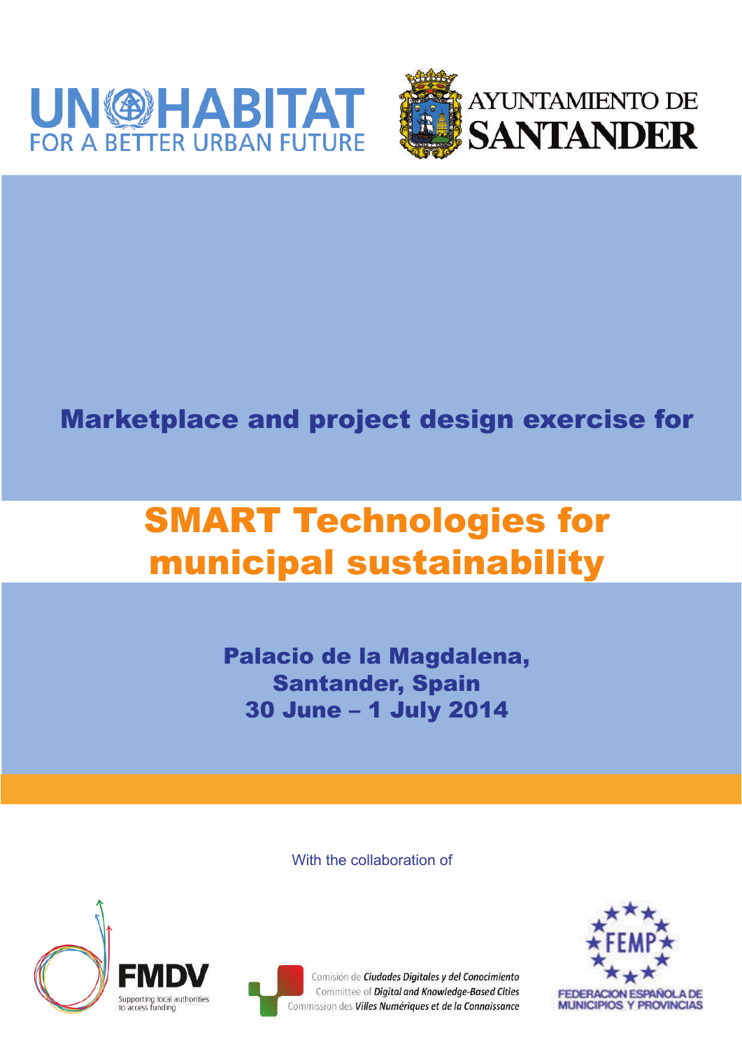UN-HABITAT
FOR A BETTER URBAN FUTURE

AYUNTAMIENTO DE
SANTANDER

## Marketplace and project design exercise for

# SMART Technologies for municipal sustainability

**Palacio de la Magdalena,**
**Santander, Spain**
**30 June – 1 July 2014**

With the collaboration of

FMDV
Supporting local authorities to access funding

Comisión de *Ciudades Digitales y del Conocimiento*
Committee of *Digital and Knowledge-Based Cities*
Commission des *Villes Numériques et de la Connaissance*

FEMP
FEDERACION ESPAÑOLA DE MUNICIPIOS Y PROVINCIAS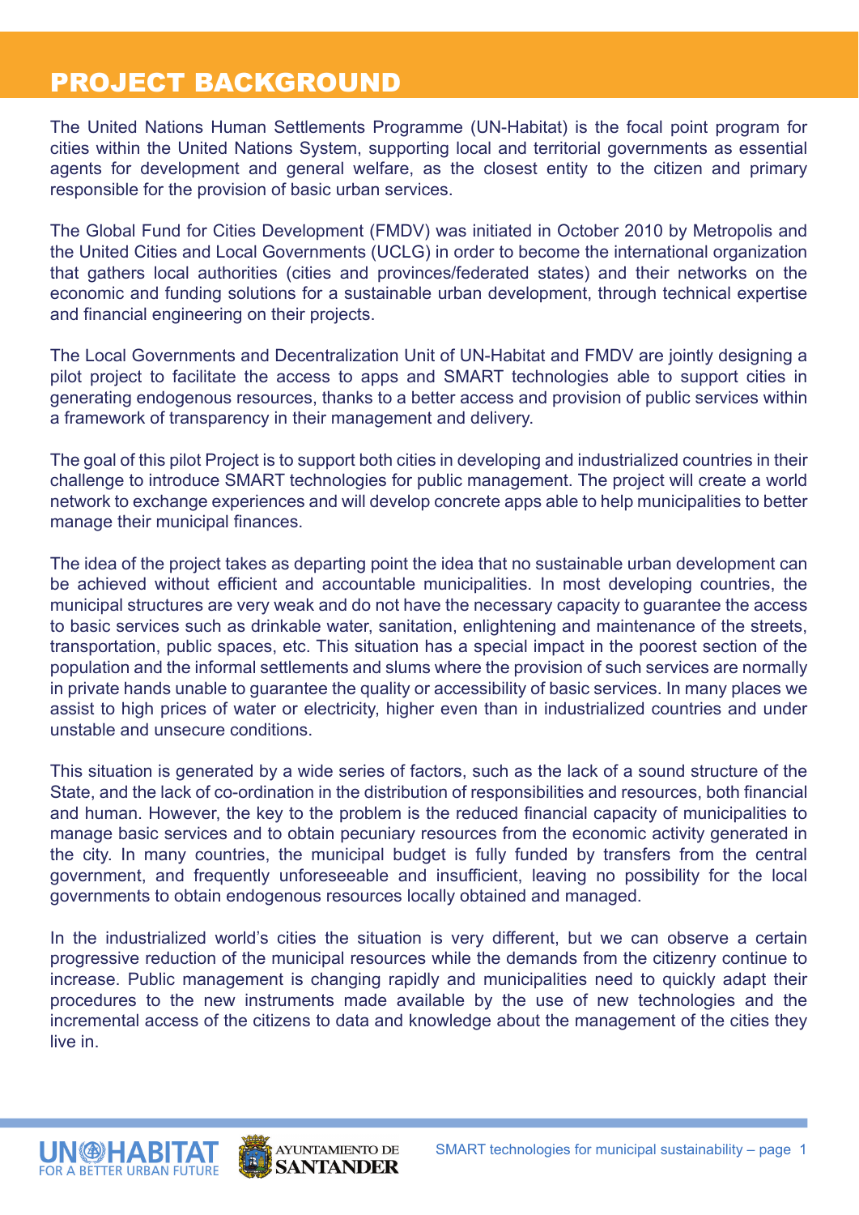# PROJECT BACKGROUND

The United Nations Human Settlements Programme (UN-Habitat) is the focal point program for cities within the United Nations System, supporting local and territorial governments as essential agents for development and general welfare, as the closest entity to the citizen and primary responsible for the provision of basic urban services.

The Global Fund for Cities Development (FMDV) was initiated in October 2010 by Metropolis and the United Cities and Local Governments (UCLG) in order to become the international organization that gathers local authorities (cities and provinces/federated states) and their networks on the economic and funding solutions for a sustainable urban development, through technical expertise and financial engineering on their projects.

The Local Governments and Decentralization Unit of UN-Habitat and FMDV are jointly designing a pilot project to facilitate the access to apps and SMART technologies able to support cities in generating endogenous resources, thanks to a better access and provision of public services within a framework of transparency in their management and delivery.

The goal of this pilot Project is to support both cities in developing and industrialized countries in their challenge to introduce SMART technologies for public management. The project will create a world network to exchange experiences and will develop concrete apps able to help municipalities to better manage their municipal finances.

The idea of the project takes as departing point the idea that no sustainable urban development can be achieved without efficient and accountable municipalities. In most developing countries, the municipal structures are very weak and do not have the necessary capacity to guarantee the access to basic services such as drinkable water, sanitation, enlightening and maintenance of the streets, transportation, public spaces, etc. This situation has a special impact in the poorest section of the population and the informal settlements and slums where the provision of such services are normally in private hands unable to guarantee the quality or accessibility of basic services. In many places we assist to high prices of water or electricity, higher even than in industrialized countries and under unstable and unsecure conditions.

This situation is generated by a wide series of factors, such as the lack of a sound structure of the State, and the lack of co-ordination in the distribution of responsibilities and resources, both financial and human. However, the key to the problem is the reduced financial capacity of municipalities to manage basic services and to obtain pecuniary resources from the economic activity generated in the city. In many countries, the municipal budget is fully funded by transfers from the central government, and frequently unforeseeable and insufficient, leaving no possibility for the local governments to obtain endogenous resources locally obtained and managed.

In the industrialized world's cities the situation is very different, but we can observe a certain progressive reduction of the municipal resources while the demands from the citizenry continue to increase. Public management is changing rapidly and municipalities need to quickly adapt their procedures to the new instruments made available by the use of new technologies and the incremental access of the citizens to data and knowledge about the management of the cities they live in.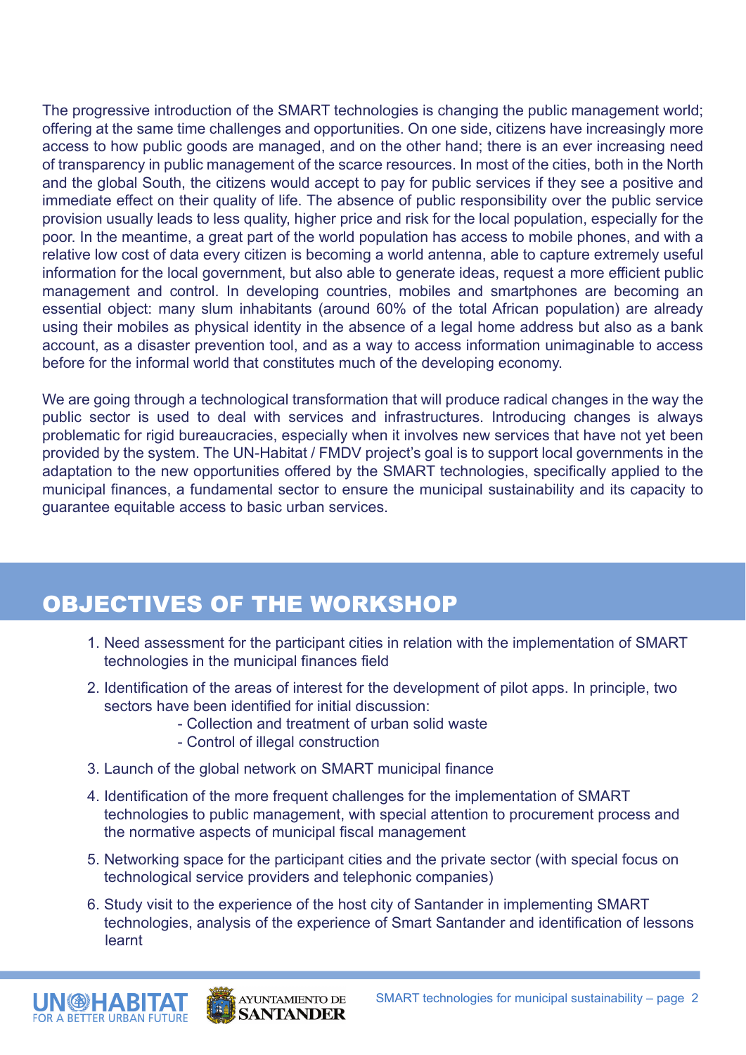The progressive introduction of the SMART technologies is changing the public management world; offering at the same time challenges and opportunities. On one side, citizens have increasingly more access to how public goods are managed, and on the other hand; there is an ever increasing need of transparency in public management of the scarce resources. In most of the cities, both in the North and the global South, the citizens would accept to pay for public services if they see a positive and immediate effect on their quality of life. The absence of public responsibility over the public service provision usually leads to less quality, higher price and risk for the local population, especially for the poor. In the meantime, a great part of the world population has access to mobile phones, and with a relative low cost of data every citizen is becoming a world antenna, able to capture extremely useful information for the local government, but also able to generate ideas, request a more efficient public management and control. In developing countries, mobiles and smartphones are becoming an essential object: many slum inhabitants (around 60% of the total African population) are already using their mobiles as physical identity in the absence of a legal home address but also as a bank account, as a disaster prevention tool, and as a way to access information unimaginable to access before for the informal world that constitutes much of the developing economy.

We are going through a technological transformation that will produce radical changes in the way the public sector is used to deal with services and infrastructures. Introducing changes is always problematic for rigid bureaucracies, especially when it involves new services that have not yet been provided by the system. The UN-Habitat / FMDV project's goal is to support local governments in the adaptation to the new opportunities offered by the SMART technologies, specifically applied to the municipal finances, a fundamental sector to ensure the municipal sustainability and its capacity to guarantee equitable access to basic urban services.

## OBJECTIVES OF THE WORKSHOP

1. Need assessment for the participant cities in relation with the implementation of SMART technologies in the municipal finances field
2. Identification of the areas of interest for the development of pilot apps. In principle, two sectors have been identified for initial discussion:
   - Collection and treatment of urban solid waste
   - Control of illegal construction
3. Launch of the global network on SMART municipal finance
4. Identification of the more frequent challenges for the implementation of SMART technologies to public management, with special attention to procurement process and the normative aspects of municipal fiscal management
5. Networking space for the participant cities and the private sector (with special focus on technological service providers and telephonic companies)
6. Study visit to the experience of the host city of Santander in implementing SMART technologies, analysis of the experience of Smart Santander and identification of lessons learnt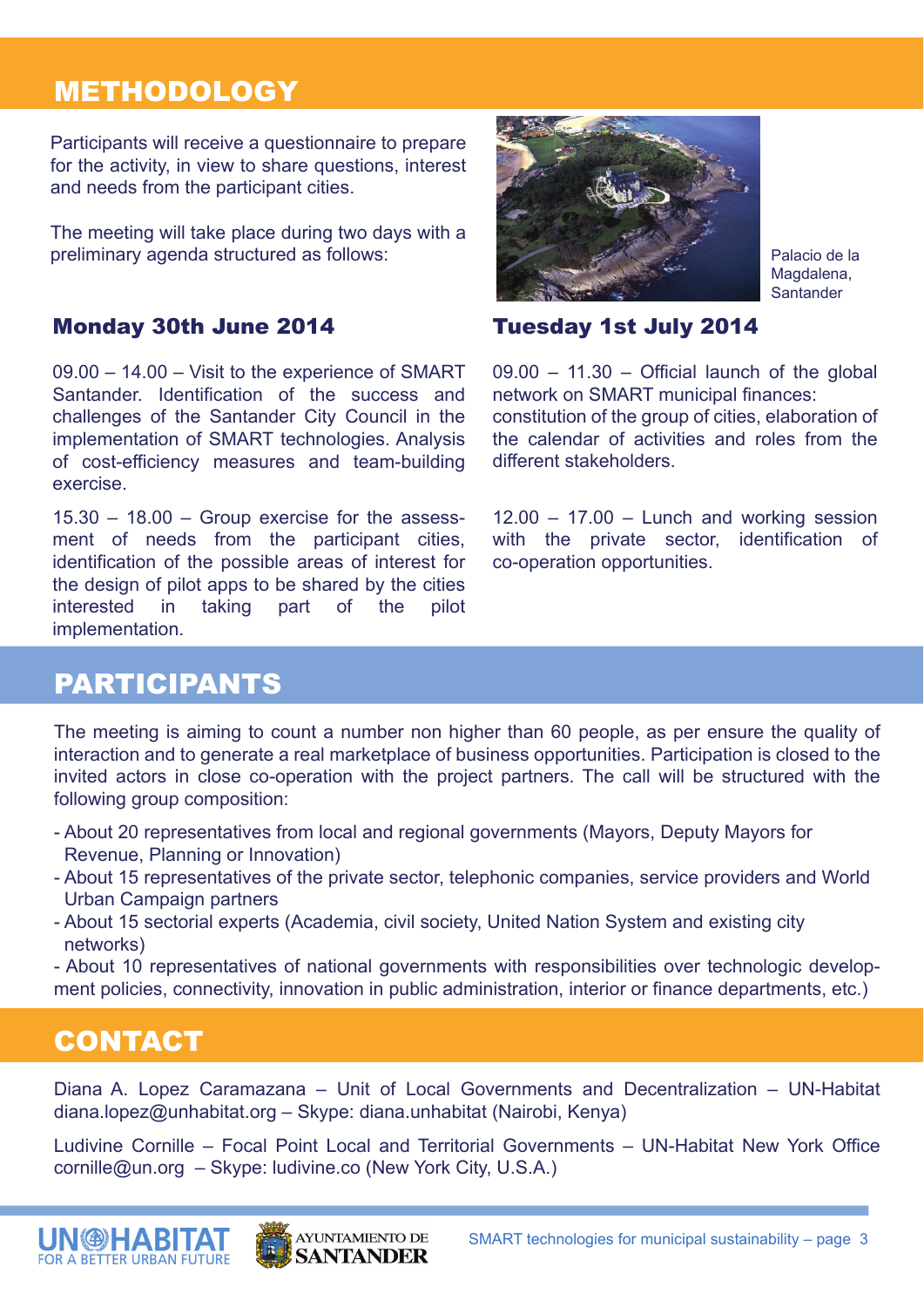# METHODOLOGY

Participants will receive a questionnaire to prepare for the activity, in view to share questions, interest and needs from the participant cities.

The meeting will take place during two days with a preliminary agenda structured as follows:

Palacio de la Magdalena, Santander

### Monday 30th June 2014

09.00 – 14.00 – Visit to the experience of SMART Santander. Identification of the success and challenges of the Santander City Council in the implementation of SMART technologies. Analysis of cost-efficiency measures and team-building exercise.

15.30 – 18.00 – Group exercise for the assessment of needs from the participant cities, identification of the possible areas of interest for the design of pilot apps to be shared by the cities interested in taking part of the pilot implementation.

### Tuesday 1st July 2014

09.00 – 11.30 – Official launch of the global network on SMART municipal finances: constitution of the group of cities, elaboration of the calendar of activities and roles from the different stakeholders.

12.00 – 17.00 – Lunch and working session with the private sector, identification of co-operation opportunities.

# PARTICIPANTS

The meeting is aiming to count a number non higher than 60 people, as per ensure the quality of interaction and to generate a real marketplace of business opportunities. Participation is closed to the invited actors in close co-operation with the project partners. The call will be structured with the following group composition:

- About 20 representatives from local and regional governments (Mayors, Deputy Mayors for Revenue, Planning or Innovation)
- About 15 representatives of the private sector, telephonic companies, service providers and World Urban Campaign partners
- About 15 sectorial experts (Academia, civil society, United Nation System and existing city networks)
- About 10 representatives of national governments with responsibilities over technologic development policies, connectivity, innovation in public administration, interior or finance departments, etc.)

# CONTACT

Diana A. Lopez Caramazana – Unit of Local Governments and Decentralization – UN-Habitat
diana.lopez@unhabitat.org – Skype: diana.unhabitat (Nairobi, Kenya)

Ludivine Cornille – Focal Point Local and Territorial Governments – UN-Habitat New York Office
cornille@un.org – Skype: ludivine.co (New York City, U.S.A.)

UN-HABITAT FOR A BETTER URBAN FUTURE

AYUNTAMIENTO DE SANTANDER